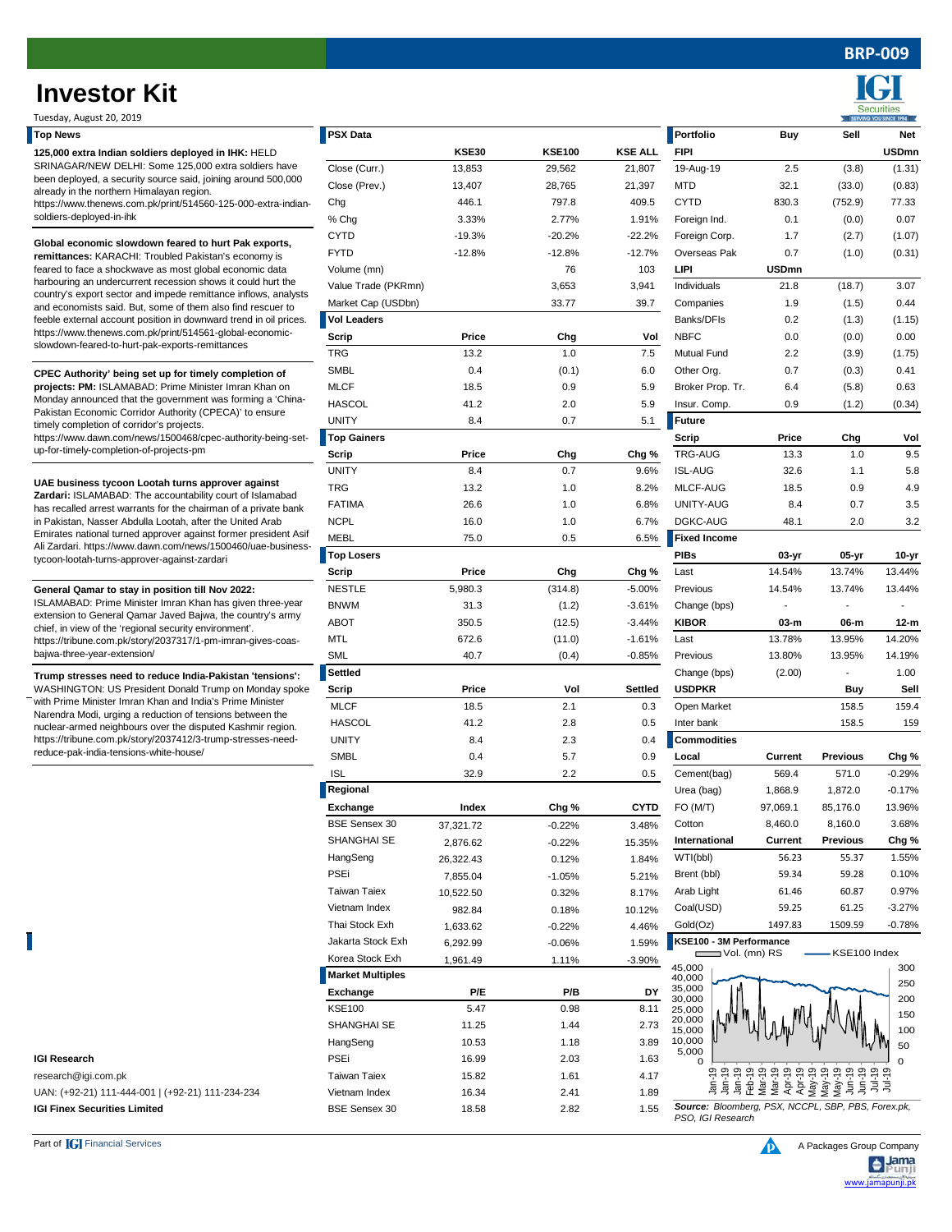# Investor Kit

Tuesday, August 20, 2019

BRP-009

## Top News

**125,000 extra Indian soldiers deployed in IHK:** HELD SRINAGAR/NEW DELHI: Some 125,000 extra soldiers have been deployed, a security source said, joining around 500,000 already in the northern Himalayan region. https://www.thenews.com.pk/print/514560-125-000-extra-indian-soldiers-deployed-in-ihk

**Global economic slowdown feared to hurt Pak exports, remittances:** KARACHI: Troubled Pakistan's economy is feared to face a shockwave as most global economic data harbouring an undercurrent recession shows it could hurt the country's export sector and impede remittance inflows, analysts and economists said. But, some of them also find rescuer to feeble external account position in downward trend in oil prices. https://www.thenews.com.pk/print/514561-global-economic-slowdown-feared-to-hurt-pak-exports-remittances

**CPEC Authority' being set up for timely completion of projects: PM:** ISLAMABAD: Prime Minister Imran Khan on Monday announced that the government was forming a 'China-Pakistan Economic Corridor Authority (CPECA)' to ensure timely completion of corridor's projects. https://www.dawn.com/news/1500468/cpec-authority-being-set-up-for-timely-completion-of-projects-pm

**UAE business tycoon Lootah turns approver against Zardari:** ISLAMABAD: The accountability court of Islamabad has recalled arrest warrants for the chairman of a private bank in Pakistan, Nasser Abdulla Lootah, after the United Arab Emirates national turned approver against former president Asif Ali Zardari. https://www.dawn.com/news/1500460/uae-business-tycoon-lootah-turns-approver-against-zardari

**General Qamar to stay in position till Nov 2022:** ISLAMABAD: Prime Minister Imran Khan has given three-year extension to General Qamar Javed Bajwa, the country's army chief, in view of the 'regional security environment'. https://tribune.com.pk/story/2037317/1-pm-imran-gives-coas-bajwa-three-year-extension/

**Trump stresses need to reduce India-Pakistan 'tensions':** WASHINGTON: US President Donald Trump on Monday spoke with Prime Minister Imran Khan and India's Prime Minister Narendra Modi, urging a reduction of tensions between the nuclear-armed neighbours over the disputed Kashmir region. https://tribune.com.pk/story/2037412/3-trump-stresses-need-reduce-pak-india-tensions-white-house/

## PSX Data

| | KSE30 | KSE100 | KSE ALL |
|---|---|---|---|
| Close (Curr.) | 13,853 | 29,562 | 21,807 |
| Close (Prev.) | 13,407 | 28,765 | 21,397 |
| Chg | 446.1 | 797.8 | 409.5 |
| % Chg | 3.33% | 2.77% | 1.91% |
| CYTD | -19.3% | -20.2% | -22.2% |
| FYTD | -12.8% | -12.8% | -12.7% |
| Volume (mn) | | 76 | 103 |
| Value Trade (PKRmn) | | 3,653 | 3,941 |
| Market Cap (USDbn) | | 33.77 | 39.7 |

### Vol Leaders

| Scrip | Price | Chg | Vol |
|---|---|---|---|
| TRG | 13.2 | 1.0 | 7.5 |
| SMBL | 0.4 | (0.1) | 6.0 |
| MLCF | 18.5 | 0.9 | 5.9 |
| HASCOL | 41.2 | 2.0 | 5.9 |
| UNITY | 8.4 | 0.7 | 5.1 |

### Top Gainers

| Scrip | Price | Chg | Chg % |
|---|---|---|---|
| UNITY | 8.4 | 0.7 | 9.6% |
| TRG | 13.2 | 1.0 | 8.2% |
| FATIMA | 26.6 | 1.0 | 6.8% |
| NCPL | 16.0 | 1.0 | 6.7% |
| MEBL | 75.0 | 0.5 | 6.5% |

### Top Losers

| Scrip | Price | Chg | Chg % |
|---|---|---|---|
| NESTLE | 5,980.3 | (314.8) | -5.00% |
| BNWM | 31.3 | (1.2) | -3.61% |
| ABOT | 350.5 | (12.5) | -3.44% |
| MTL | 672.6 | (11.0) | -1.61% |
| SML | 40.7 | (0.4) | -0.85% |

### Settled

| Scrip | Price | Vol | Settled |
|---|---|---|---|
| MLCF | 18.5 | 2.1 | 0.3 |
| HASCOL | 41.2 | 2.8 | 0.5 |
| UNITY | 8.4 | 2.3 | 0.4 |
| SMBL | 0.4 | 5.7 | 0.9 |
| ISL | 32.9 | 2.2 | 0.5 |

### Regional

| Exchange | Index | Chg % | CYTD |
|---|---|---|---|
| BSE Sensex 30 | 37,321.72 | -0.22% | 3.48% |
| SHANGHAI SE | 2,876.62 | -0.22% | 15.35% |
| HangSeng | 26,322.43 | 0.12% | 1.84% |
| PSEi | 7,855.04 | -1.05% | 5.21% |
| Taiwan Taiex | 10,522.50 | 0.32% | 8.17% |
| Vietnam Index | 982.84 | 0.18% | 10.12% |
| Thai Stock Exh | 1,633.62 | -0.22% | 4.46% |
| Jakarta Stock Exh | 6,292.99 | -0.06% | 1.59% |
| Korea Stock Exh | 1,961.49 | 1.11% | -3.90% |

### Market Multiples

| Exchange | P/E | P/B | DY |
|---|---|---|---|
| KSE100 | 5.47 | 0.98 | 8.11 |
| SHANGHAI SE | 11.25 | 1.44 | 2.73 |
| HangSeng | 10.53 | 1.18 | 3.89 |
| PSEi | 16.99 | 2.03 | 1.63 |
| Taiwan Taiex | 15.82 | 1.61 | 4.17 |
| Vietnam Index | 16.34 | 2.41 | 1.89 |
| BSE Sensex 30 | 18.58 | 2.82 | 1.55 |

## Portfolio

| Portfolio | Buy | Sell | Net |
|---|---|---|---|
| **FIPI** | | | **USDmn** |
| 19-Aug-19 | 2.5 | (3.8) | (1.31) |
| MTD | 32.1 | (33.0) | (0.83) |
| CYTD | 830.3 | (752.9) | 77.33 |
| Foreign Ind. | 0.1 | (0.0) | 0.07 |
| Foreign Corp. | 1.7 | (2.7) | (1.07) |
| Overseas Pak | 0.7 | (1.0) | (0.31) |
| **LIPI** | **USDmn** | | |
| Individuals | 21.8 | (18.7) | 3.07 |
| Companies | 1.9 | (1.5) | 0.44 |
| Banks/DFIs | 0.2 | (1.3) | (1.15) |
| NBFC | 0.0 | (0.0) | 0.00 |
| Mutual Fund | 2.2 | (3.9) | (1.75) |
| Other Org. | 0.7 | (0.3) | 0.41 |
| Broker Prop. Tr. | 6.4 | (5.8) | 0.63 |
| Insur. Comp. | 0.9 | (1.2) | (0.34) |

### Future

| Scrip | Price | Chg | Vol |
|---|---|---|---|
| TRG-AUG | 13.3 | 1.0 | 9.5 |
| ISL-AUG | 32.6 | 1.1 | 5.8 |
| MLCF-AUG | 18.5 | 0.9 | 4.9 |
| UNITY-AUG | 8.4 | 0.7 | 3.5 |
| DGKC-AUG | 48.1 | 2.0 | 3.2 |

### Fixed Income

| PIBs | 03-yr | 05-yr | 10-yr |
|---|---|---|---|
| Last | 14.54% | 13.74% | 13.44% |
| Previous | 14.54% | 13.74% | 13.44% |
| Change (bps) | - | - | - |
| **KIBOR** | **03-m** | **06-m** | **12-m** |
| Last | 13.78% | 13.95% | 14.20% |
| Previous | 13.80% | 13.95% | 14.19% |
| Change (bps) | (2.00) | - | 1.00 |
| **USDPKR** | | **Buy** | **Sell** |
| Open Market | | 158.5 | 159.4 |
| Inter bank | | 158.5 | 159 |

### Commodities

| Local | Current | Previous | Chg % |
|---|---|---|---|
| Cement(bag) | 569.4 | 571.0 | -0.29% |
| Urea (bag) | 1,868.9 | 1,872.0 | -0.17% |
| FO (M/T) | 97,069.1 | 85,176.0 | 13.96% |
| Cotton | 8,460.0 | 8,160.0 | 3.68% |
| **International** | **Current** | **Previous** | **Chg %** |
| WTI(bbl) | 56.23 | 55.37 | 1.55% |
| Brent (bbl) | 59.34 | 59.28 | 0.10% |
| Arab Light | 61.46 | 60.87 | 0.97% |
| Coal(USD) | 59.25 | 61.25 | -3.27% |
| Gold(Oz) | 1497.83 | 1509.59 | -0.78% |

### KSE100 - 3M Performance

*Source: Bloomberg, PSX, NCCPL, SBP, PBS, Forex.pk, PSO, IGI Research*

**IGI Research**

research@igi.com.pk

UAN: (+92-21) 111-444-001 | (+92-21) 111-234-234

**IGI Finex Securities Limited**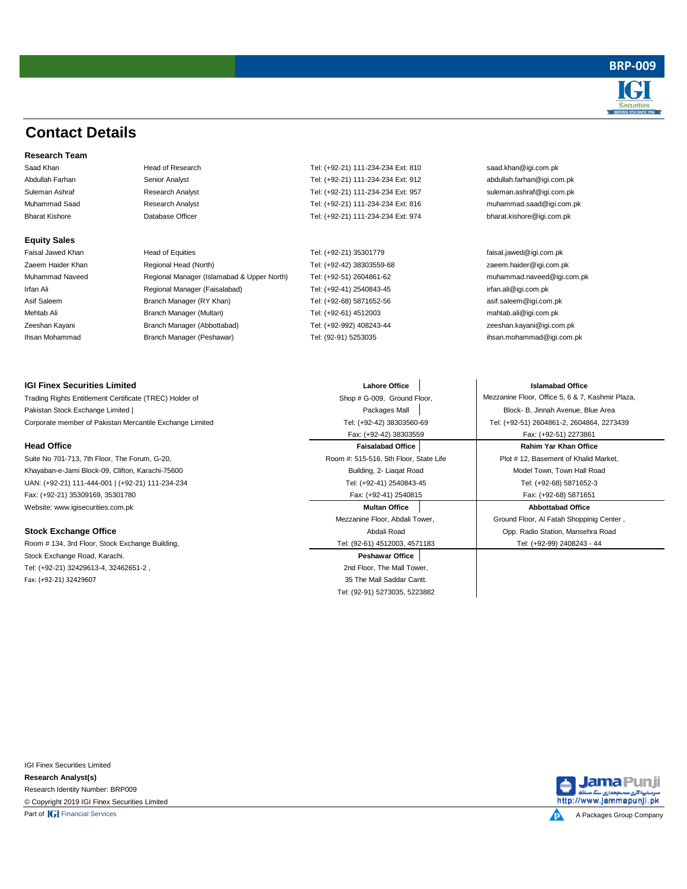# Contact Details

### Research Team

| | | | |
|---|---|---|---|
| Saad Khan | Head of Research | Tel: (+92-21) 111-234-234 Ext: 810 | saad.khan@igi.com.pk |
| Abdullah Farhan | Senior Analyst | Tel: (+92-21) 111-234-234 Ext: 912 | abdullah.farhan@igi.com.pk |
| Suleman Ashraf | Research Analyst | Tel: (+92-21) 111-234-234 Ext: 957 | suleman.ashraf@igi.com.pk |
| Muhammad Saad | Research Analyst | Tel: (+92-21) 111-234-234 Ext: 816 | muhammad.saad@igi.com.pk |
| Bharat Kishore | Database Officer | Tel: (+92-21) 111-234-234 Ext: 974 | bharat.kishore@igi.com.pk |

### Equity Sales

| | | | |
|---|---|---|---|
| Faisal Jawed Khan | Head of Equities | Tel: (+92-21) 35301779 | faisal.jawed@igi.com.pk |
| Zaeem Haider Khan | Regional Head (North) | Tel: (+92-42) 38303559-68 | zaeem.haider@igi.com.pk |
| Muhammad Naveed | Regional Manager (Islamabad & Upper North) | Tel: (+92-51) 2604861-62 | muhammad.naveed@igi.com.pk |
| Irfan Ali | Regional Manager (Faisalabad) | Tel: (+92-41) 2540843-45 | irfan.ali@igi.com.pk |
| Asif Saleem | Branch Manager (RY Khan) | Tel: (+92-68) 5871652-56 | asif.saleem@igi.com.pk |
| Mehtab Ali | Branch Manager (Multan) | Tel: (+92-61) 4512003 | mahtab.ali@igi.com.pk |
| Zeeshan Kayani | Branch Manager (Abbottabad) | Tel: (+92-992) 408243-44 | zeeshan.kayani@igi.com.pk |
| Ihsan Mohammad | Branch Manager (Peshawar) | Tel: (92-91) 5253035 | ihsan.mohammad@igi.com.pk |

### IGI Finex Securities Limited

Trading Rights Entitlement Certificate (TREC) Holder of
Pakistan Stock Exchange Limited |
Corporate member of Pakistan Mercantile Exchange Limited

### Head Office

Suite No 701-713, 7th Floor, The Forum, G-20,
Khayaban-e-Jami Block-09, Clifton, Karachi-75600
UAN: (+92-21) 111-444-001 | (+92-21) 111-234-234
Fax: (+92-21) 35309169, 35301780
Website: www.igisecurities.com.pk

### Stock Exchange Office

Room # 134, 3rd Floor, Stock Exchange Building,
Stock Exchange Road, Karachi.
Tel: (+92-21) 32429613-4, 32462651-2 ,
Fax: (+92-21) 32429607

| | |
|---|---|
| **Lahore Office**<br>Shop # G-009, Ground Floor,<br>Packages Mall<br>Tel: (+92-42) 38303560-69<br>Fax: (+92-42) 38303559 | **Islamabad Office**<br>Mezzanine Floor, Office 5, 6 & 7, Kashmir Plaza,<br>Block- B, Jinnah Avenue, Blue Area<br>Tel: (+92-51) 2604861-2, 2604864, 2273439<br>Fax: (+92-51) 2273861 |
| **Faisalabad Office**<br>Room #: 515-516, 5th Floor, State Life<br>Building, 2- Liaqat Road<br>Tel: (+92-41) 2540843-45<br>Fax: (+92-41) 2540815 | **Rahim Yar Khan Office**<br>Plot # 12, Basement of Khalid Market,<br>Model Town, Town Hall Road<br>Tel: (+92-68) 5871652-3<br>Fax: (+92-68) 5871651 |
| **Multan Office**<br>Mezzanine Floor, Abdali Tower,<br>Abdali Road<br>Tel: (92-61) 4512003, 4571183 | **Abbottabad Office**<br>Ground Floor, Al Fatah Shoppinig Center ,<br>Opp. Radio Station, Mansehra Road<br>Tel: (+92-99) 2408243 - 44 |
| **Peshawar Office**<br>2nd Floor, The Mall Tower,<br>35 The Mall Saddar Cantt.<br>Tel: (92-91) 5273035, 5223882 | |

IGI Finex Securities Limited
**Research Analyst(s)**
Research Identity Number: BRP009
© Copyright 2019 IGI Finex Securities Limited
Part of IGI Financial Services

http://www.jamapunji.pk

A Packages Group Company